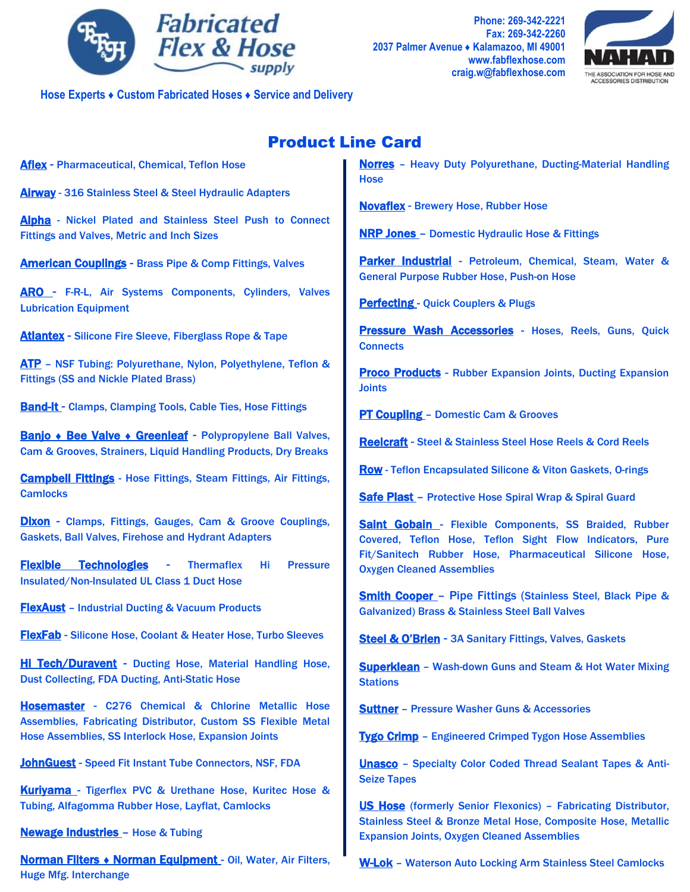# Fabricated Flex & Hose supply

Phone: 269-342-2221
Fax: 269-342-2260
2037 Palmer Avenue ♦ Kalamazoo, MI 49001
www.fabflexhose.com
craig.w@fabflexhose.com

NAHAD THE ASSOCIATION FOR HOSE AND ACCESSORIES DISTRIBUTION

**Hose Experts ♦ Custom Fabricated Hoses ♦ Service and Delivery**

## Product Line Card

**Aflex** - Pharmaceutical, Chemical, Teflon Hose

**Airway** - 316 Stainless Steel & Steel Hydraulic Adapters

**Alpha** - Nickel Plated and Stainless Steel Push to Connect Fittings and Valves, Metric and Inch Sizes

**American Couplings** - Brass Pipe & Comp Fittings, Valves

**ARO** - F-R-L, Air Systems Components, Cylinders, Valves Lubrication Equipment

**Atlantex** - Silicone Fire Sleeve, Fiberglass Rope & Tape

**ATP** – NSF Tubing: Polyurethane, Nylon, Polyethylene, Teflon & Fittings (SS and Nickle Plated Brass)

**Band-It** - Clamps, Clamping Tools, Cable Ties, Hose Fittings

**Banjo ♦ Bee Valve ♦ Greenleaf** - Polypropylene Ball Valves, Cam & Grooves, Strainers, Liquid Handling Products, Dry Breaks

**Campbell Fittings** - Hose Fittings, Steam Fittings, Air Fittings, Camlocks

**Dixon** - Clamps, Fittings, Gauges, Cam & Groove Couplings, Gaskets, Ball Valves, Firehose and Hydrant Adapters

**Flexible Technologies** - Thermaflex Hi Pressure Insulated/Non-Insulated UL Class 1 Duct Hose

**FlexAust** – Industrial Ducting & Vacuum Products

**FlexFab** - Silicone Hose, Coolant & Heater Hose, Turbo Sleeves

**Hi Tech/Duravent** - Ducting Hose, Material Handling Hose, Dust Collecting, FDA Ducting, Anti-Static Hose

**Hosemaster** - C276 Chemical & Chlorine Metallic Hose Assemblies, Fabricating Distributor, Custom SS Flexible Metal Hose Assemblies, SS Interlock Hose, Expansion Joints

**JohnGuest** - Speed Fit Instant Tube Connectors, NSF, FDA

**Kuriyama** - Tigerflex PVC & Urethane Hose, Kuritec Hose & Tubing, Alfagomma Rubber Hose, Layflat, Camlocks

**Newage Industries** – Hose & Tubing

**Norman Filters ♦ Norman Equipment** - Oil, Water, Air Filters, Huge Mfg. Interchange

**Norres** – Heavy Duty Polyurethane, Ducting-Material Handling Hose

**Novaflex** - Brewery Hose, Rubber Hose

**NRP Jones** – Domestic Hydraulic Hose & Fittings

**Parker Industrial** - Petroleum, Chemical, Steam, Water & General Purpose Rubber Hose, Push-on Hose

**Perfecting** - Quick Couplers & Plugs

**Pressure Wash Accessories** - Hoses, Reels, Guns, Quick Connects

**Proco Products** - Rubber Expansion Joints, Ducting Expansion Joints

**PT Coupling** – Domestic Cam & Grooves

**Reelcraft** - Steel & Stainless Steel Hose Reels & Cord Reels

**Row** - Teflon Encapsulated Silicone & Viton Gaskets, O-rings

**Safe Plast** – Protective Hose Spiral Wrap & Spiral Guard

**Saint Gobain** - Flexible Components, SS Braided, Rubber Covered, Teflon Hose, Teflon Sight Flow Indicators, Pure Fit/Sanitech Rubber Hose, Pharmaceutical Silicone Hose, Oxygen Cleaned Assemblies

**Smith Cooper** – Pipe Fittings (Stainless Steel, Black Pipe & Galvanized) Brass & Stainless Steel Ball Valves

**Steel & O'Brien** - 3A Sanitary Fittings, Valves, Gaskets

**Superklean** – Wash-down Guns and Steam & Hot Water Mixing Stations

**Suttner** – Pressure Washer Guns & Accessories

**Tygo Crimp** – Engineered Crimped Tygon Hose Assemblies

**Unasco** – Specialty Color Coded Thread Sealant Tapes & Anti-Seize Tapes

**US Hose** (formerly Senior Flexonics) – Fabricating Distributor, Stainless Steel & Bronze Metal Hose, Composite Hose, Metallic Expansion Joints, Oxygen Cleaned Assemblies

**W-Lok** – Waterson Auto Locking Arm Stainless Steel Camlocks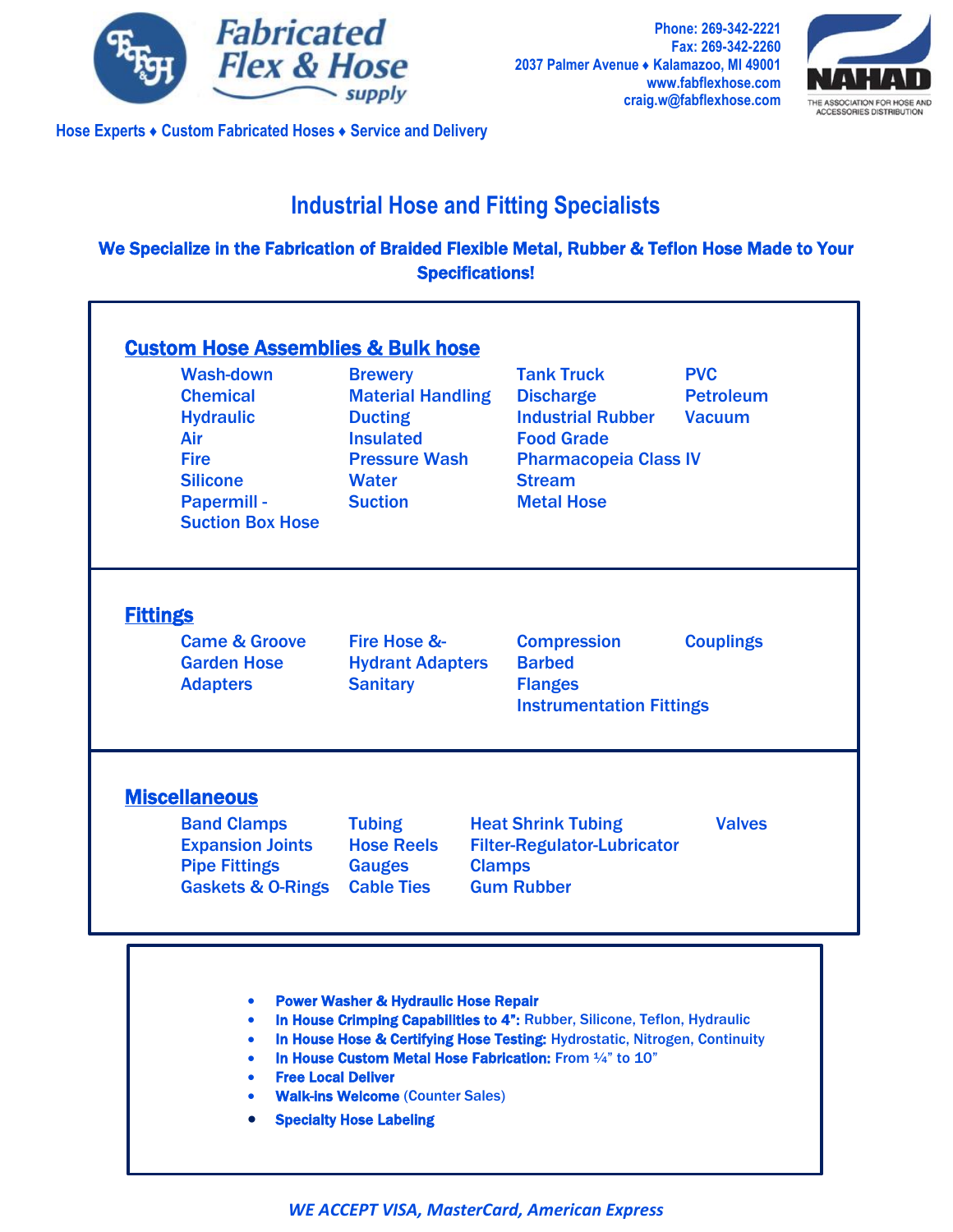**Fabricated Flex & Hose supply**

Phone: 269-342-2221
Fax: 269-342-2260
2037 Palmer Avenue ♦ Kalamazoo, MI 49001
www.fabflexhose.com
craig.w@fabflexhose.com

NAHAD THE ASSOCIATION FOR HOSE AND ACCESSORIES DISTRIBUTION

Hose Experts ♦ Custom Fabricated Hoses ♦ Service and Delivery

## Industrial Hose and Fitting Specialists

**We Specialize in the Fabrication of Braided Flexible Metal, Rubber & Teflon Hose Made to Your Specifications!**

### Custom Hose Assemblies & Bulk hose

| | | | |
|---|---|---|---|
| Wash-down | Brewery | Tank Truck | PVC |
| Chemical | Material Handling | Discharge | Petroleum |
| Hydraulic | Ducting | Industrial Rubber | Vacuum |
| Air | Insulated | Food Grade | |
| Fire | Pressure Wash | Pharmacopeia Class IV | |
| Silicone | Water | Stream | |
| Papermill - Suction Box Hose | Suction | Metal Hose | |

### Fittings

| | | | |
|---|---|---|---|
| Came & Groove | Fire Hose &- | Compression | Couplings |
| Garden Hose | Hydrant Adapters | Barbed | |
| Adapters | Sanitary | Flanges | |
| | | Instrumentation Fittings | |

### Miscellaneous

| | | | |
|---|---|---|---|
| Band Clamps | Tubing | Heat Shrink Tubing | Valves |
| Expansion Joints | Hose Reels | Filter-Regulator-Lubricator | |
| Pipe Fittings | Gauges | Clamps | |
| Gaskets & O-Rings | Cable Ties | Gum Rubber | |

- **Power Washer & Hydraulic Hose Repair**
- **In House Crimping Capabilities to 4":** Rubber, Silicone, Teflon, Hydraulic
- **In House Hose & Certifying Hose Testing:** Hydrostatic, Nitrogen, Continuity
- **In House Custom Metal Hose Fabrication:** From ¼" to 10"
- **Free Local Deliver**
- **Walk-ins Welcome** (Counter Sales)
- **Specialty Hose Labeling**

*WE ACCEPT VISA, MasterCard, American Express*